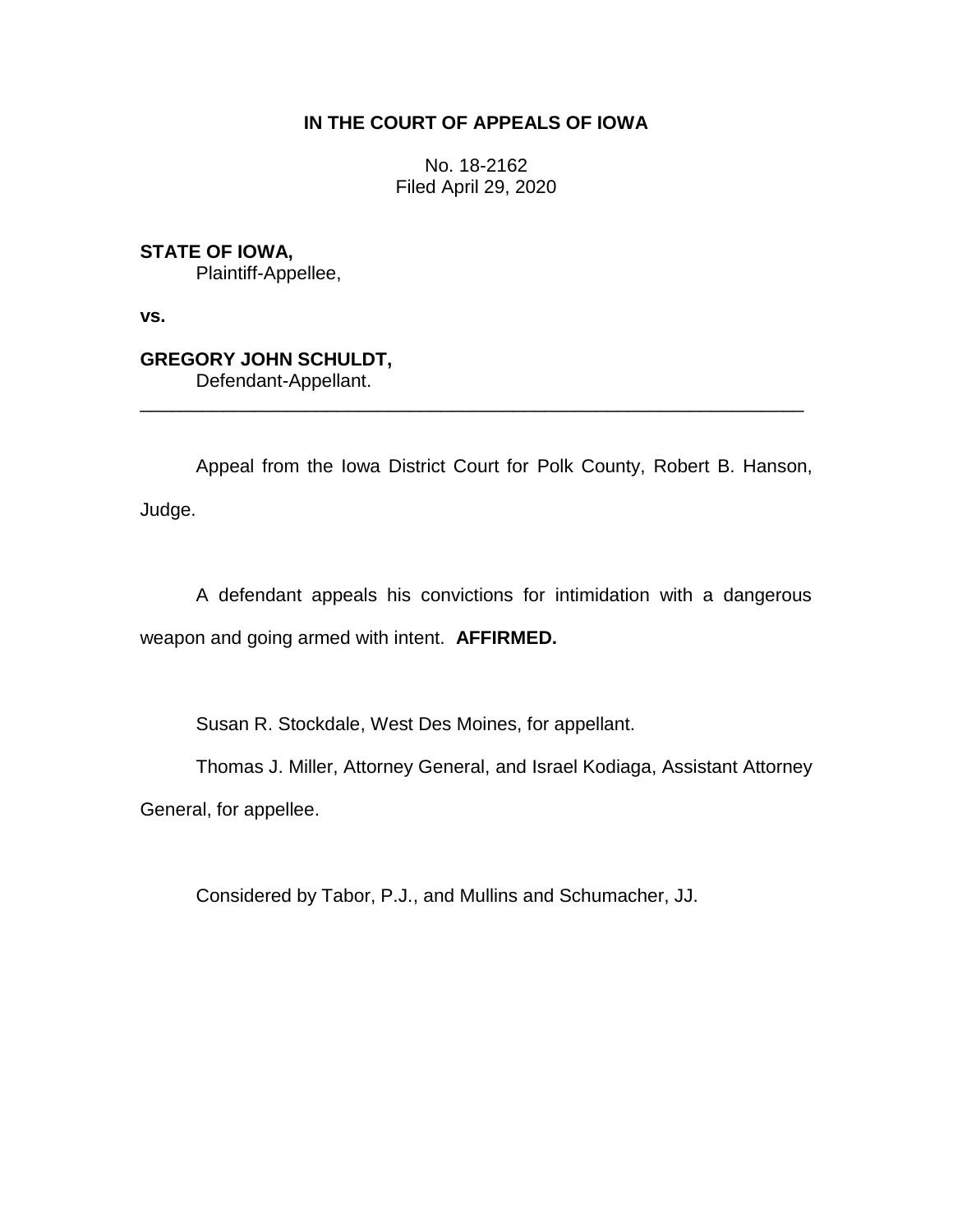**IN THE COURT OF APPEALS OF IOWA**

No. 18-2162
Filed April 29, 2020

**STATE OF IOWA,**
Plaintiff-Appellee,

**vs.**

**GREGORY JOHN SCHULDT,**
Defendant-Appellant.

---

Appeal from the Iowa District Court for Polk County, Robert B. Hanson, Judge.

A defendant appeals his convictions for intimidation with a dangerous weapon and going armed with intent. **AFFIRMED.**

Susan R. Stockdale, West Des Moines, for appellant.

Thomas J. Miller, Attorney General, and Israel Kodiaga, Assistant Attorney General, for appellee.

Considered by Tabor, P.J., and Mullins and Schumacher, JJ.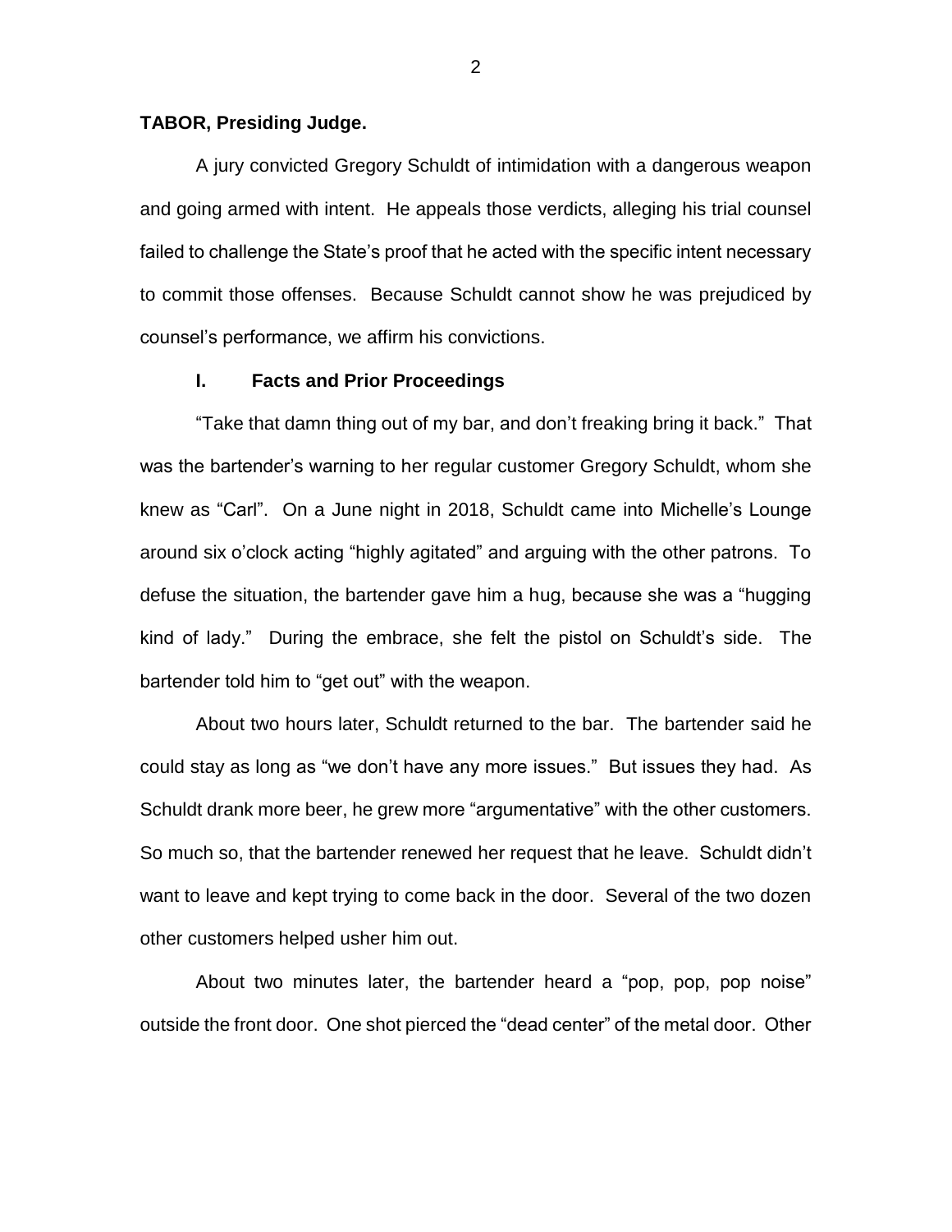**TABOR, Presiding Judge.**

A jury convicted Gregory Schuldt of intimidation with a dangerous weapon and going armed with intent. He appeals those verdicts, alleging his trial counsel failed to challenge the State's proof that he acted with the specific intent necessary to commit those offenses. Because Schuldt cannot show he was prejudiced by counsel's performance, we affirm his convictions.

## I. Facts and Prior Proceedings

"Take that damn thing out of my bar, and don't freaking bring it back." That was the bartender's warning to her regular customer Gregory Schuldt, whom she knew as "Carl". On a June night in 2018, Schuldt came into Michelle's Lounge around six o'clock acting "highly agitated" and arguing with the other patrons. To defuse the situation, the bartender gave him a hug, because she was a "hugging kind of lady." During the embrace, she felt the pistol on Schuldt's side. The bartender told him to "get out" with the weapon.

About two hours later, Schuldt returned to the bar. The bartender said he could stay as long as "we don't have any more issues." But issues they had. As Schuldt drank more beer, he grew more "argumentative" with the other customers. So much so, that the bartender renewed her request that he leave. Schuldt didn't want to leave and kept trying to come back in the door. Several of the two dozen other customers helped usher him out.

About two minutes later, the bartender heard a "pop, pop, pop noise" outside the front door. One shot pierced the "dead center" of the metal door. Other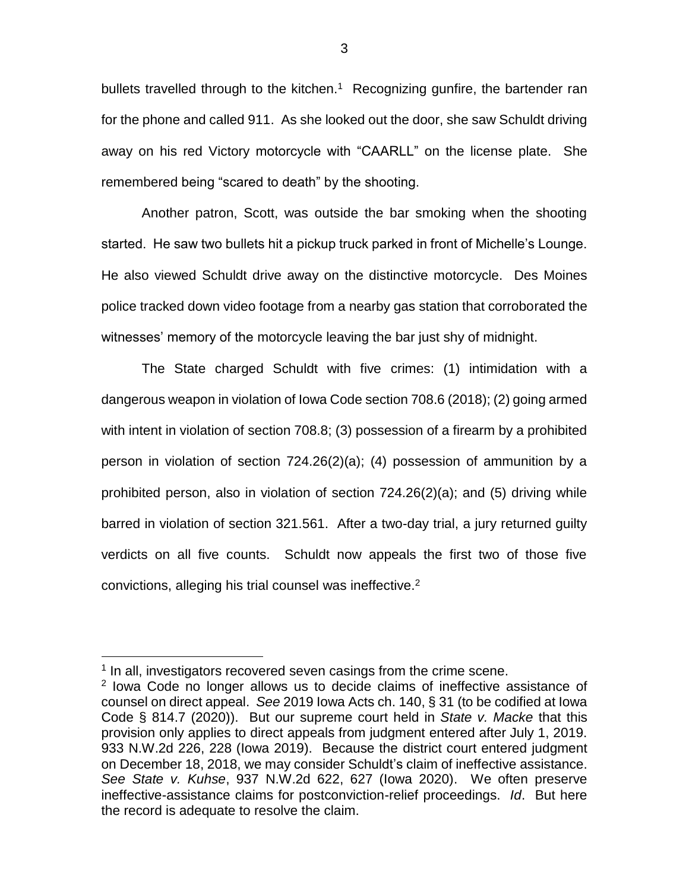bullets travelled through to the kitchen.[1] Recognizing gunfire, the bartender ran for the phone and called 911. As she looked out the door, she saw Schuldt driving away on his red Victory motorcycle with "CAARLL" on the license plate. She remembered being "scared to death" by the shooting.

Another patron, Scott, was outside the bar smoking when the shooting started. He saw two bullets hit a pickup truck parked in front of Michelle's Lounge. He also viewed Schuldt drive away on the distinctive motorcycle. Des Moines police tracked down video footage from a nearby gas station that corroborated the witnesses' memory of the motorcycle leaving the bar just shy of midnight.

The State charged Schuldt with five crimes: (1) intimidation with a dangerous weapon in violation of Iowa Code section 708.6 (2018); (2) going armed with intent in violation of section 708.8; (3) possession of a firearm by a prohibited person in violation of section 724.26(2)(a); (4) possession of ammunition by a prohibited person, also in violation of section 724.26(2)(a); and (5) driving while barred in violation of section 321.561. After a two-day trial, a jury returned guilty verdicts on all five counts. Schuldt now appeals the first two of those five convictions, alleging his trial counsel was ineffective.[2]

---

[1] In all, investigators recovered seven casings from the crime scene.

[2] Iowa Code no longer allows us to decide claims of ineffective assistance of counsel on direct appeal. *See* 2019 Iowa Acts ch. 140, § 31 (to be codified at Iowa Code § 814.7 (2020)). But our supreme court held in *State v. Macke* that this provision only applies to direct appeals from judgment entered after July 1, 2019. 933 N.W.2d 226, 228 (Iowa 2019). Because the district court entered judgment on December 18, 2018, we may consider Schuldt's claim of ineffective assistance. *See State v. Kuhse*, 937 N.W.2d 622, 627 (Iowa 2020). We often preserve ineffective-assistance claims for postconviction-relief proceedings. *Id*. But here the record is adequate to resolve the claim.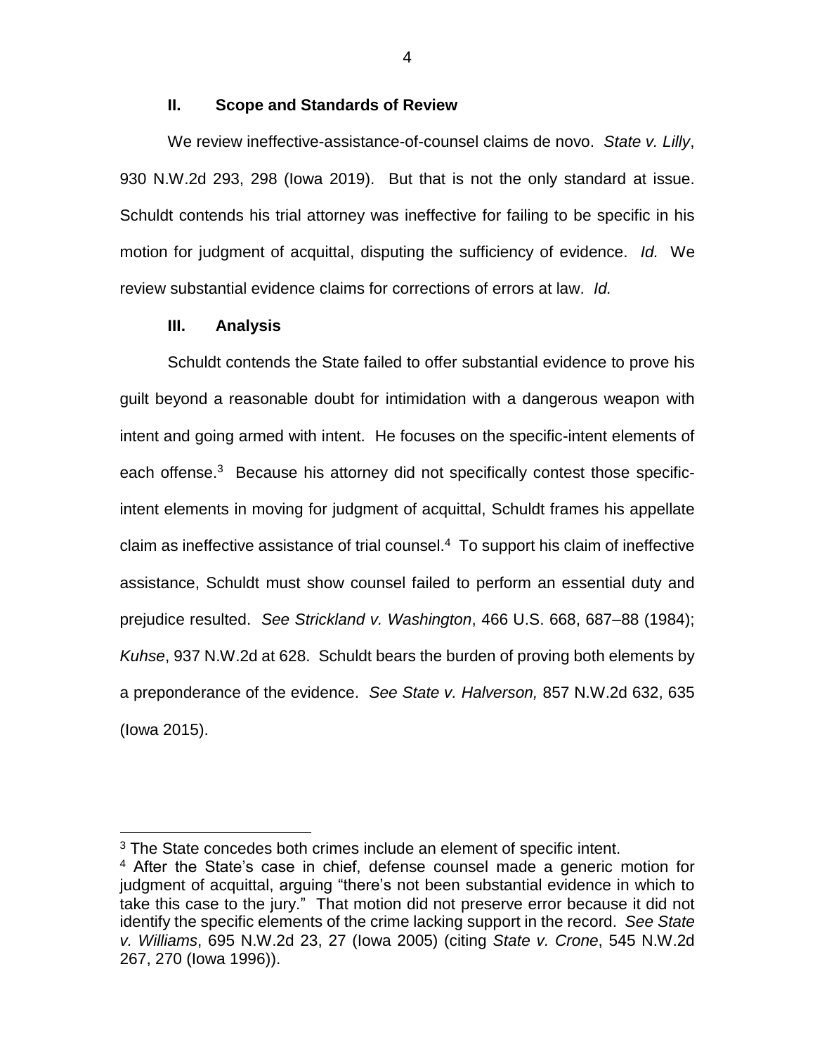## II. Scope and Standards of Review

We review ineffective-assistance-of-counsel claims de novo. *State v. Lilly*, 930 N.W.2d 293, 298 (Iowa 2019). But that is not the only standard at issue. Schuldt contends his trial attorney was ineffective for failing to be specific in his motion for judgment of acquittal, disputing the sufficiency of evidence. *Id.* We review substantial evidence claims for corrections of errors at law. *Id.*

## III. Analysis

Schuldt contends the State failed to offer substantial evidence to prove his guilt beyond a reasonable doubt for intimidation with a dangerous weapon with intent and going armed with intent. He focuses on the specific-intent elements of each offense.[3] Because his attorney did not specifically contest those specific-intent elements in moving for judgment of acquittal, Schuldt frames his appellate claim as ineffective assistance of trial counsel.[4] To support his claim of ineffective assistance, Schuldt must show counsel failed to perform an essential duty and prejudice resulted. *See Strickland v. Washington*, 466 U.S. 668, 687–88 (1984); *Kuhse*, 937 N.W.2d at 628. Schuldt bears the burden of proving both elements by a preponderance of the evidence. *See State v. Halverson,* 857 N.W.2d 632, 635 (Iowa 2015).

---

[3] The State concedes both crimes include an element of specific intent.

[4] After the State's case in chief, defense counsel made a generic motion for judgment of acquittal, arguing "there's not been substantial evidence in which to take this case to the jury." That motion did not preserve error because it did not identify the specific elements of the crime lacking support in the record. *See State v. Williams*, 695 N.W.2d 23, 27 (Iowa 2005) (citing *State v. Crone*, 545 N.W.2d 267, 270 (Iowa 1996)).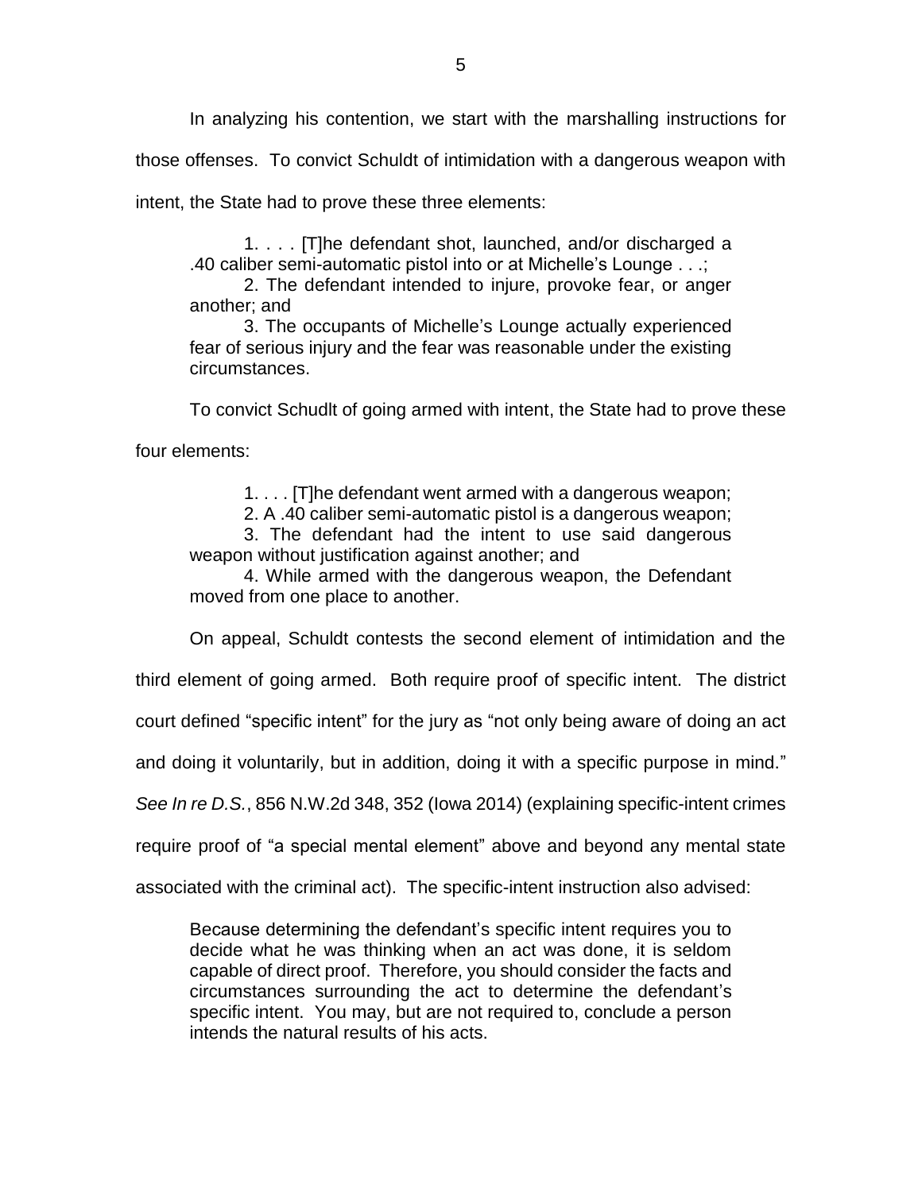In analyzing his contention, we start with the marshalling instructions for those offenses. To convict Schuldt of intimidation with a dangerous weapon with intent, the State had to prove these three elements:

> 1. . . . [T]he defendant shot, launched, and/or discharged a .40 caliber semi-automatic pistol into or at Michelle's Lounge . . .;
>
> 2. The defendant intended to injure, provoke fear, or anger another; and
>
> 3. The occupants of Michelle's Lounge actually experienced fear of serious injury and the fear was reasonable under the existing circumstances.

To convict Schudlt of going armed with intent, the State had to prove these four elements:

> 1. . . . [T]he defendant went armed with a dangerous weapon;
>
> 2. A .40 caliber semi-automatic pistol is a dangerous weapon;
>
> 3. The defendant had the intent to use said dangerous weapon without justification against another; and
>
> 4. While armed with the dangerous weapon, the Defendant moved from one place to another.

On appeal, Schuldt contests the second element of intimidation and the third element of going armed. Both require proof of specific intent. The district court defined "specific intent" for the jury as "not only being aware of doing an act and doing it voluntarily, but in addition, doing it with a specific purpose in mind." *See In re D.S.*, 856 N.W.2d 348, 352 (Iowa 2014) (explaining specific-intent crimes require proof of "a special mental element" above and beyond any mental state associated with the criminal act). The specific-intent instruction also advised:

> Because determining the defendant's specific intent requires you to decide what he was thinking when an act was done, it is seldom capable of direct proof. Therefore, you should consider the facts and circumstances surrounding the act to determine the defendant's specific intent. You may, but are not required to, conclude a person intends the natural results of his acts.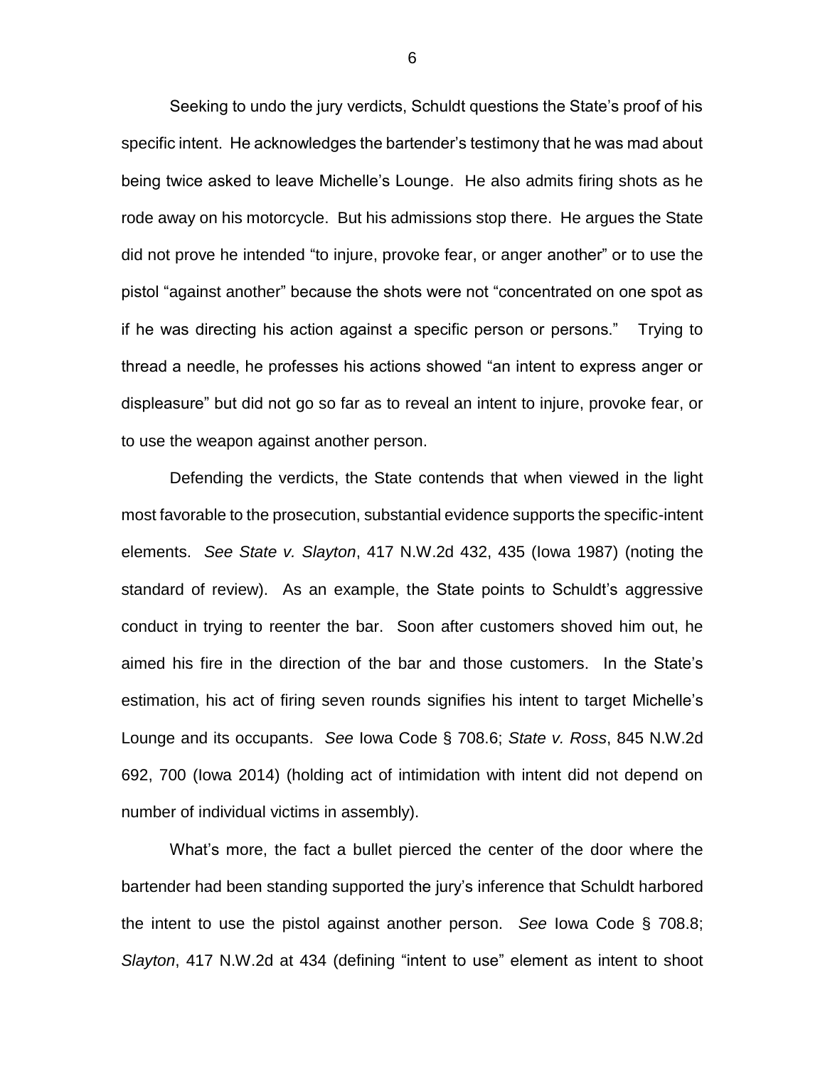Seeking to undo the jury verdicts, Schuldt questions the State's proof of his specific intent. He acknowledges the bartender's testimony that he was mad about being twice asked to leave Michelle's Lounge. He also admits firing shots as he rode away on his motorcycle. But his admissions stop there. He argues the State did not prove he intended "to injure, provoke fear, or anger another" or to use the pistol "against another" because the shots were not "concentrated on one spot as if he was directing his action against a specific person or persons." Trying to thread a needle, he professes his actions showed "an intent to express anger or displeasure" but did not go so far as to reveal an intent to injure, provoke fear, or to use the weapon against another person.

Defending the verdicts, the State contends that when viewed in the light most favorable to the prosecution, substantial evidence supports the specific-intent elements. *See State v. Slayton*, 417 N.W.2d 432, 435 (Iowa 1987) (noting the standard of review). As an example, the State points to Schuldt's aggressive conduct in trying to reenter the bar. Soon after customers shoved him out, he aimed his fire in the direction of the bar and those customers. In the State's estimation, his act of firing seven rounds signifies his intent to target Michelle's Lounge and its occupants. *See* Iowa Code § 708.6; *State v. Ross*, 845 N.W.2d 692, 700 (Iowa 2014) (holding act of intimidation with intent did not depend on number of individual victims in assembly).

What's more, the fact a bullet pierced the center of the door where the bartender had been standing supported the jury's inference that Schuldt harbored the intent to use the pistol against another person. *See* Iowa Code § 708.8; *Slayton*, 417 N.W.2d at 434 (defining "intent to use" element as intent to shoot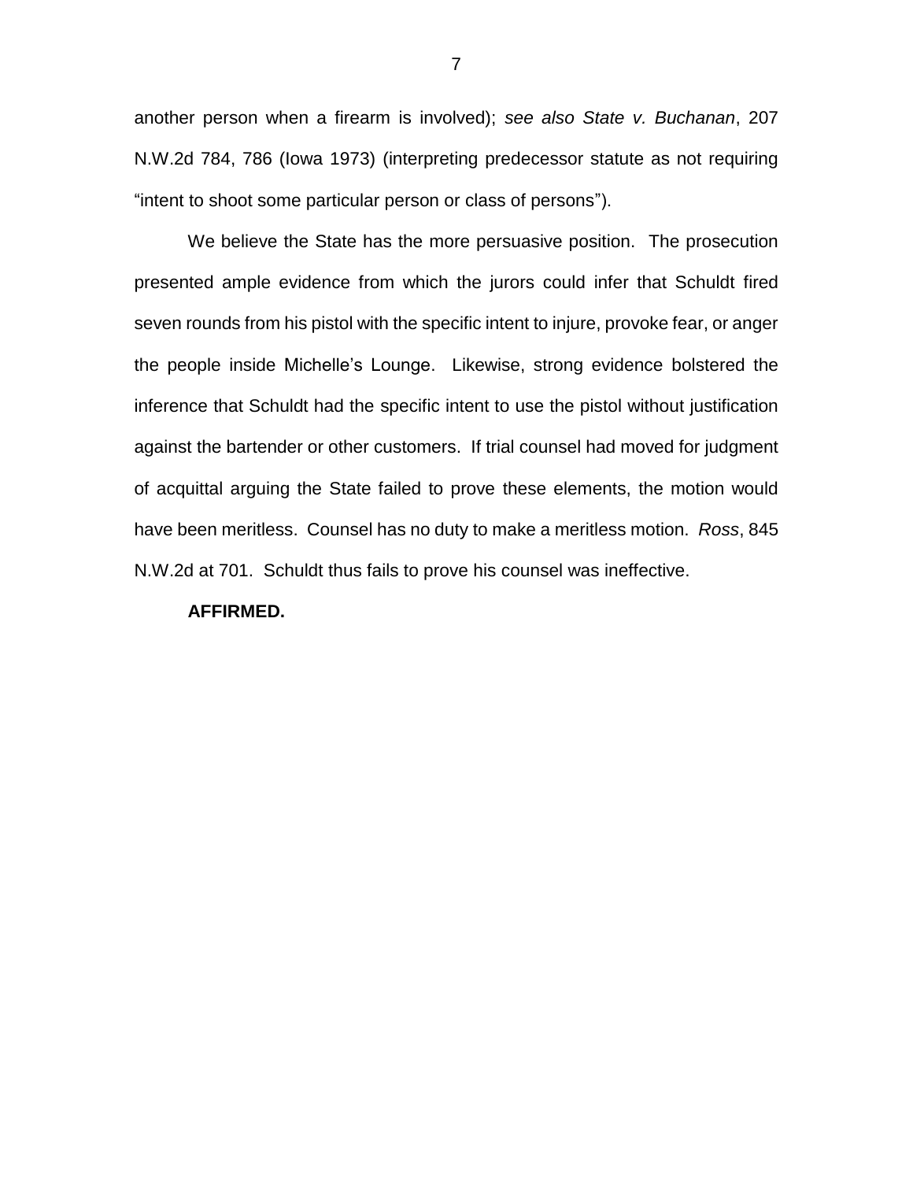another person when a firearm is involved); *see also State v. Buchanan*, 207 N.W.2d 784, 786 (Iowa 1973) (interpreting predecessor statute as not requiring "intent to shoot some particular person or class of persons").

We believe the State has the more persuasive position. The prosecution presented ample evidence from which the jurors could infer that Schuldt fired seven rounds from his pistol with the specific intent to injure, provoke fear, or anger the people inside Michelle's Lounge. Likewise, strong evidence bolstered the inference that Schuldt had the specific intent to use the pistol without justification against the bartender or other customers. If trial counsel had moved for judgment of acquittal arguing the State failed to prove these elements, the motion would have been meritless. Counsel has no duty to make a meritless motion. *Ross*, 845 N.W.2d at 701. Schuldt thus fails to prove his counsel was ineffective.

**AFFIRMED.**